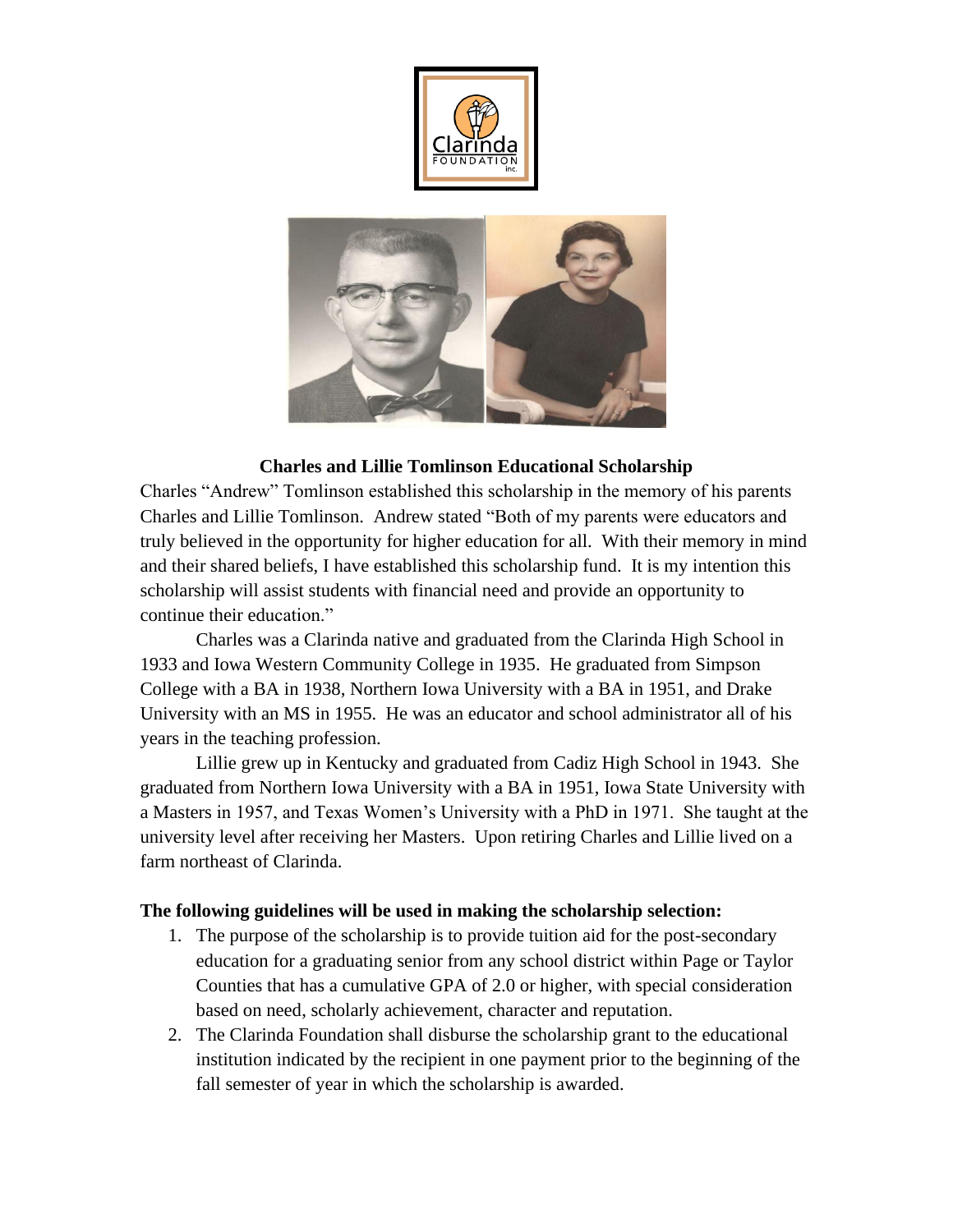## Charles and Lillie Tomlinson Educational Scholarship

Charles "Andrew" Tomlinson established this scholarship in the memory of his parents Charles and Lillie Tomlinson. Andrew stated "Both of my parents were educators and truly believed in the opportunity for higher education for all. With their memory in mind and their shared beliefs, I have established this scholarship fund. It is my intention this scholarship will assist students with financial need and provide an opportunity to continue their education."

Charles was a Clarinda native and graduated from the Clarinda High School in 1933 and Iowa Western Community College in 1935. He graduated from Simpson College with a BA in 1938, Northern Iowa University with a BA in 1951, and Drake University with an MS in 1955. He was an educator and school administrator all of his years in the teaching profession.

Lillie grew up in Kentucky and graduated from Cadiz High School in 1943. She graduated from Northern Iowa University with a BA in 1951, Iowa State University with a Masters in 1957, and Texas Women's University with a PhD in 1971. She taught at the university level after receiving her Masters. Upon retiring Charles and Lillie lived on a farm northeast of Clarinda.

**The following guidelines will be used in making the scholarship selection:**

1. The purpose of the scholarship is to provide tuition aid for the post-secondary education for a graduating senior from any school district within Page or Taylor Counties that has a cumulative GPA of 2.0 or higher, with special consideration based on need, scholarly achievement, character and reputation.
2. The Clarinda Foundation shall disburse the scholarship grant to the educational institution indicated by the recipient in one payment prior to the beginning of the fall semester of year in which the scholarship is awarded.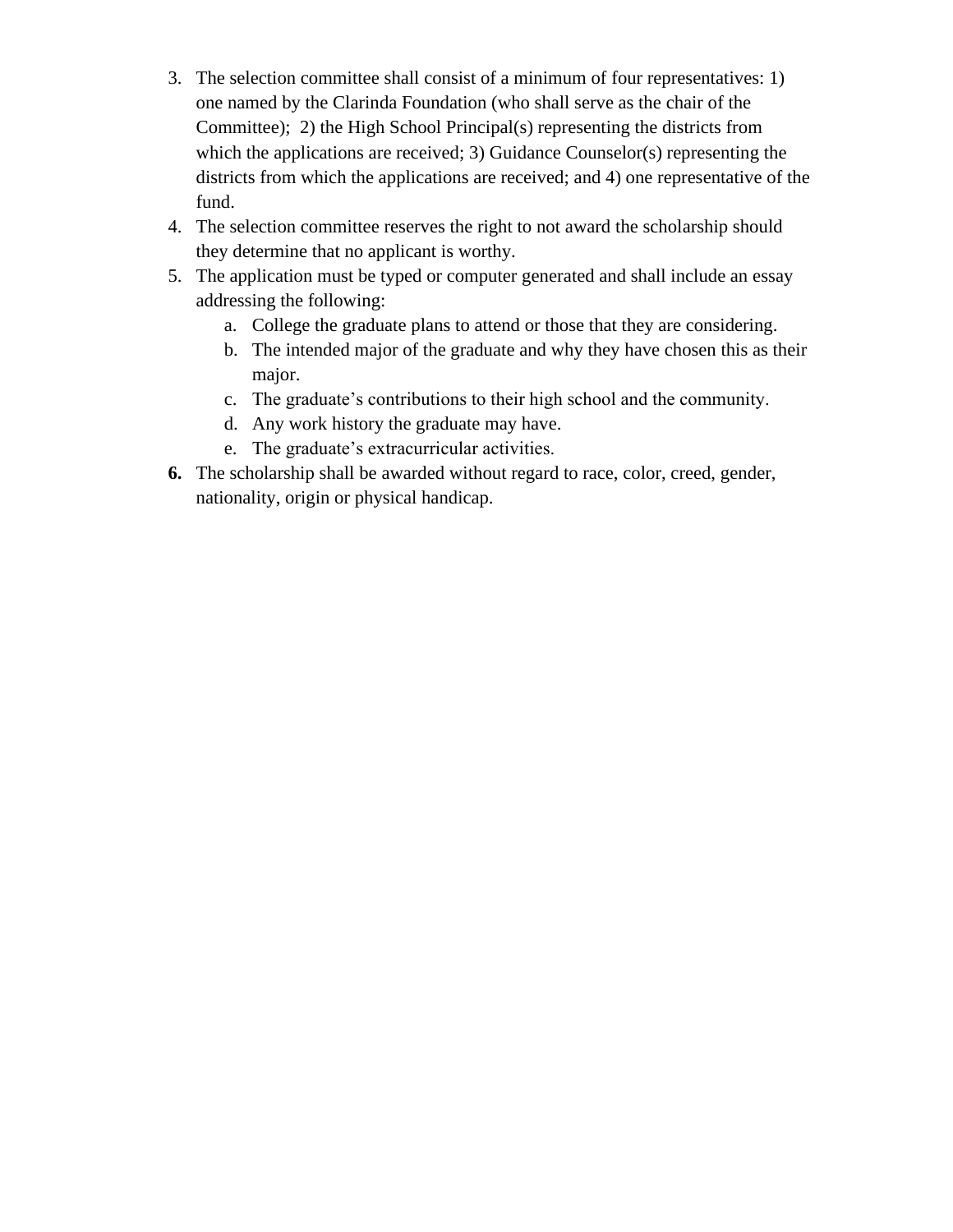3. The selection committee shall consist of a minimum of four representatives: 1) one named by the Clarinda Foundation (who shall serve as the chair of the Committee); 2) the High School Principal(s) representing the districts from which the applications are received; 3) Guidance Counselor(s) representing the districts from which the applications are received; and 4) one representative of the fund.
4. The selection committee reserves the right to not award the scholarship should they determine that no applicant is worthy.
5. The application must be typed or computer generated and shall include an essay addressing the following:
   a. College the graduate plans to attend or those that they are considering.
   b. The intended major of the graduate and why they have chosen this as their major.
   c. The graduate's contributions to their high school and the community.
   d. Any work history the graduate may have.
   e. The graduate's extracurricular activities.
6. The scholarship shall be awarded without regard to race, color, creed, gender, nationality, origin or physical handicap.